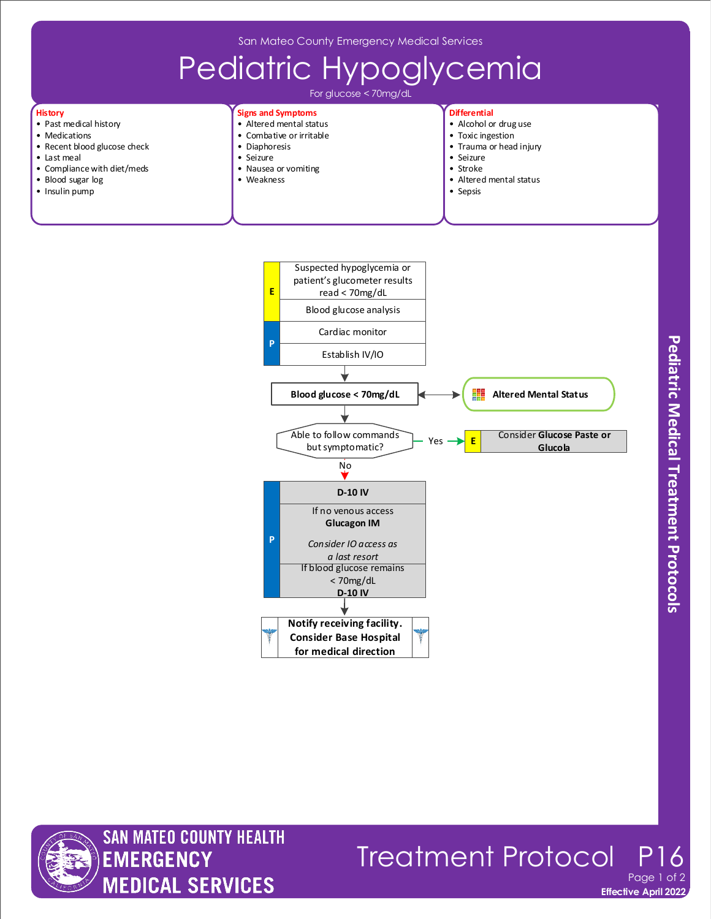San Mateo County Emergency Medical Services

# Pediatric Hypoglycemia

For glucose < 70mg/dL

**History**
- Past medical history
- Medications
- Recent blood glucose check
- Last meal
- Compliance with diet/meds
- Blood sugar log
- Insulin pump

**Signs and Symptoms**
- Altered mental status
- Combative or irritable
- Diaphoresis
- Seizure
- Nausea or vomiting
- Weakness

**Differential**
- Alcohol or drug use
- Toxic ingestion
- Trauma or head injury
- Seizure
- Stroke
- Altered mental status
- Sepsis

**E**
- Suspected hypoglycemia or patient's glucometer results read < 70mg/dL
- Blood glucose analysis

**P**
- Cardiac monitor
- Establish IV/IO

↓

**Blood glucose < 70mg/dL** ↔ **Altered Mental Status**

↓

Able to follow commands but symptomatic?

- Yes → **E** Consider **Glucose Paste or Glucola**
- No ↓

**P**
- **D-10 IV**
- If no venous access **Glucagon IM**
  *Consider IO access as a last resort*
- If blood glucose remains < 70mg/dL **D-10 IV**

↓

**Notify receiving facility. Consider Base Hospital for medical direction**

Pediatric Medical Treatment Protocols

SAN MATEO COUNTY HEALTH EMERGENCY MEDICAL SERVICES

Treatment Protocol P16

Effective April 2022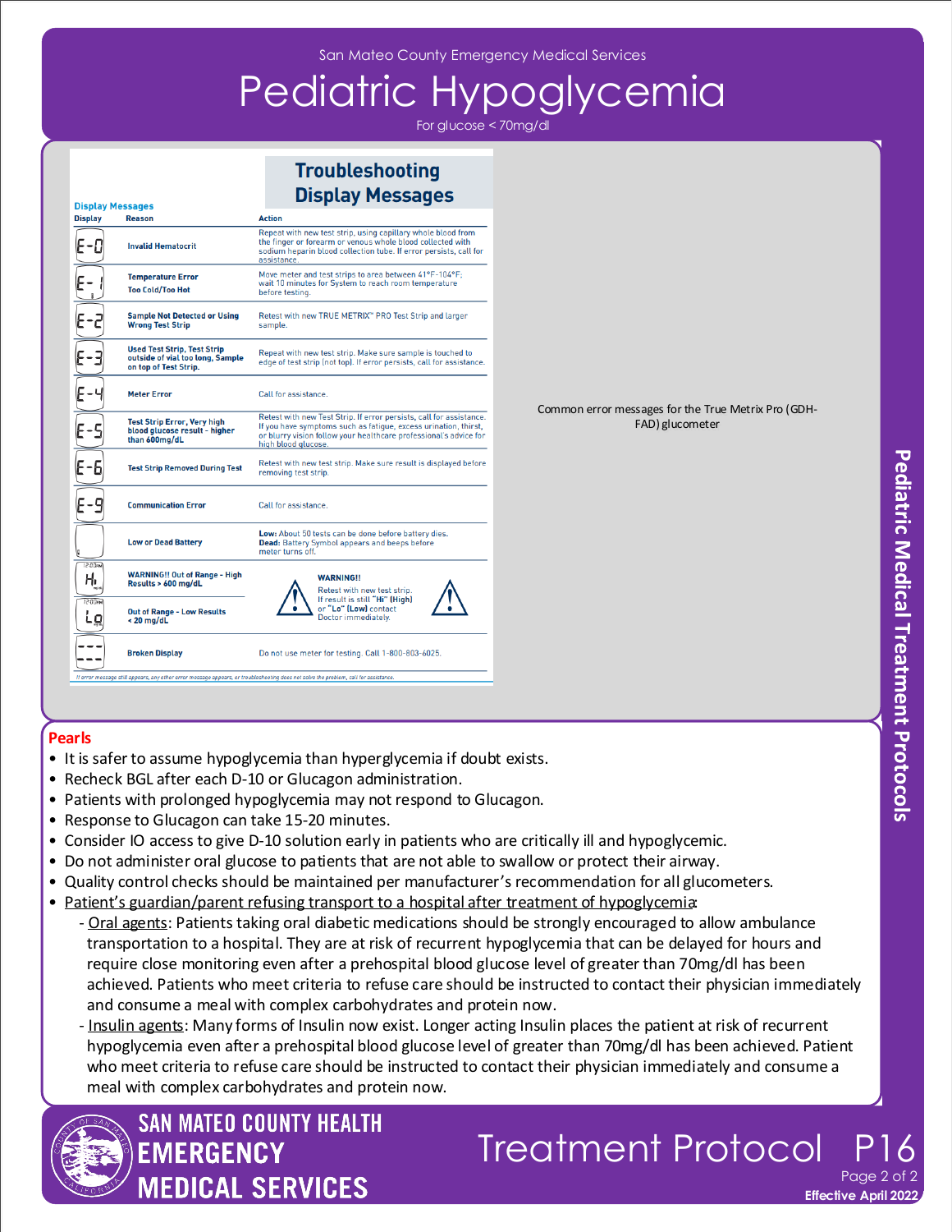San Mateo County Emergency Medical Services

# Pediatric Hypoglycemia

For glucose < 70mg/dl

## Troubleshooting Display Messages

**Display Messages**

| Display | Reason | Action |
|---|---|---|
| E-0 | Invalid Hematocrit | Repeat with new test strip, using capillary whole blood from the finger or forearm or venous whole blood collected with sodium heparin blood collection tube. If error persists, call for assistance. |
| E-1 | Temperature Error Too Cold/Too Hot | Move meter and test strips to area between 41°F-104°F; wait 10 minutes for System to reach room temperature before testing. |
| E-2 | Sample Not Detected or Using Wrong Test Strip | Retest with new TRUE METRIX™ PRO Test Strip and larger sample. |
| E-3 | Used Test Strip, Test Strip outside of vial too long, Sample on top of Test Strip. | Repeat with new test strip. Make sure sample is touched to edge of test strip (not top). If error persists, call for assistance. |
| E-4 | Meter Error | Call for assistance. |
| E-5 | Test Strip Error, Very high blood glucose result - higher than 600mg/dL | Retest with new Test Strip. If error persists, call for assistance. If you have symptoms such as fatigue, excess urination, thirst, or blurry vision follow your healthcare professional's advice for high blood glucose. |
| E-6 | Test Strip Removed During Test | Retest with new test strip. Make sure result is displayed before removing test strip. |
| E-9 | Communication Error | Call for assistance. |
| | Low or Dead Battery | **Low:** About 50 tests can be done before battery dies. **Dead:** Battery Symbol appears and beeps before meter turns off. |
| Hi | WARNING!! Out of Range - High Results > 600 mg/dL | **WARNING!!** Retest with new test strip. If result is still "Hi" (High) or "Lo" (Low) contact Doctor immediately. |
| Lo | Out of Range - Low Results < 20 mg/dL | |
| --- | Broken Display | Do not use meter for testing. Call 1-800-803-6025. |

If error message still appears, any other error message appears, or troubleshooting does not solve the problem, call for assistance.

Common error messages for the True Metrix Pro (GDH-FAD) glucometer

## Pearls

- It is safer to assume hypoglycemia than hyperglycemia if doubt exists.
- Recheck BGL after each D-10 or Glucagon administration.
- Patients with prolonged hypoglycemia may not respond to Glucagon.
- Response to Glucagon can take 15-20 minutes.
- Consider IO access to give D-10 solution early in patients who are critically ill and hypoglycemic.
- Do not administer oral glucose to patients that are not able to swallow or protect their airway.
- Quality control checks should be maintained per manufacturer's recommendation for all glucometers.
- Patient's guardian/parent refusing transport to a hospital after treatment of hypoglycemia:
  - Oral agents: Patients taking oral diabetic medications should be strongly encouraged to allow ambulance transportation to a hospital. They are at risk of recurrent hypoglycemia that can be delayed for hours and require close monitoring even after a prehospital blood glucose level of greater than 70mg/dl has been achieved. Patients who meet criteria to refuse care should be instructed to contact their physician immediately and consume a meal with complex carbohydrates and protein now.
  - Insulin agents: Many forms of Insulin now exist. Longer acting Insulin places the patient at risk of recurrent hypoglycemia even after a prehospital blood glucose level of greater than 70mg/dl has been achieved. Patient who meet criteria to refuse care should be instructed to contact their physician immediately and consume a meal with complex carbohydrates and protein now.

Pediatric Medical Treatment Protocols

SAN MATEO COUNTY HEALTH EMERGENCY MEDICAL SERVICES

Treatment Protocol P16

Effective April 2022